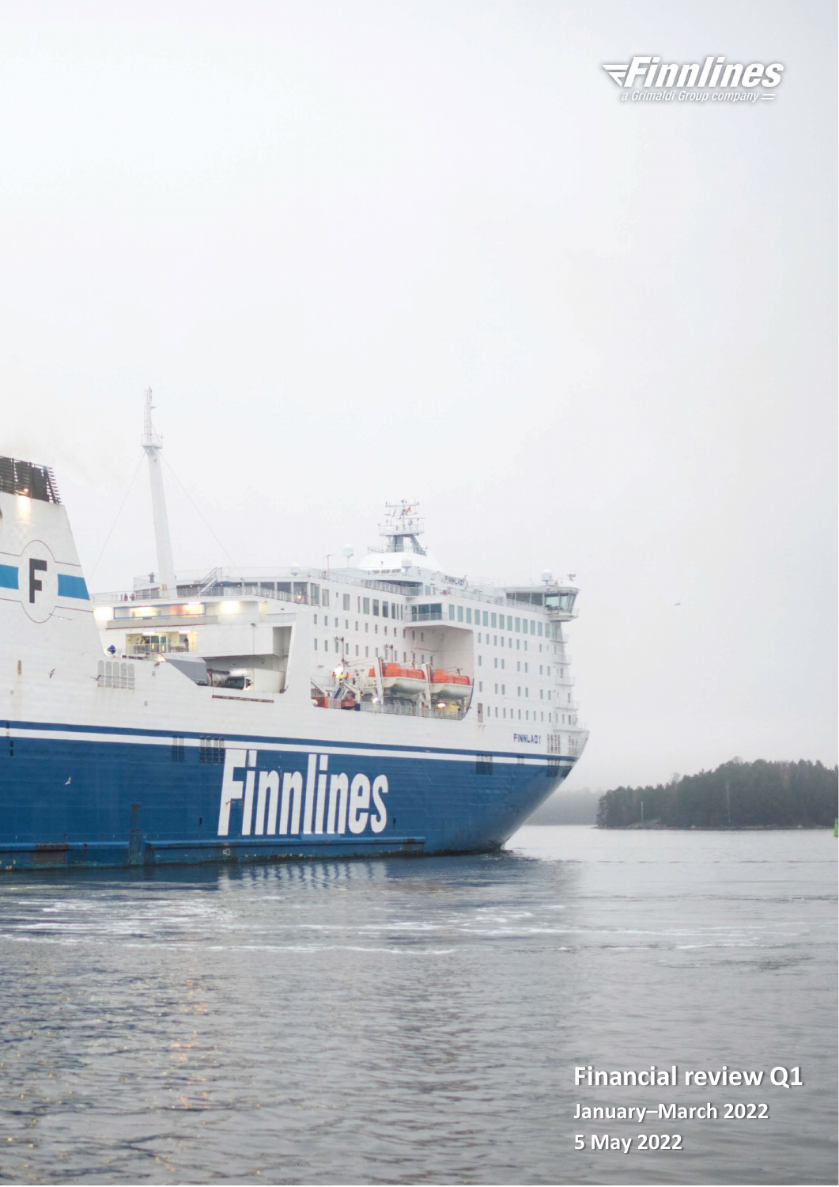Finnlines
a Grimaldi Group company

# Financial review Q1

January–March 2022

5 May 2022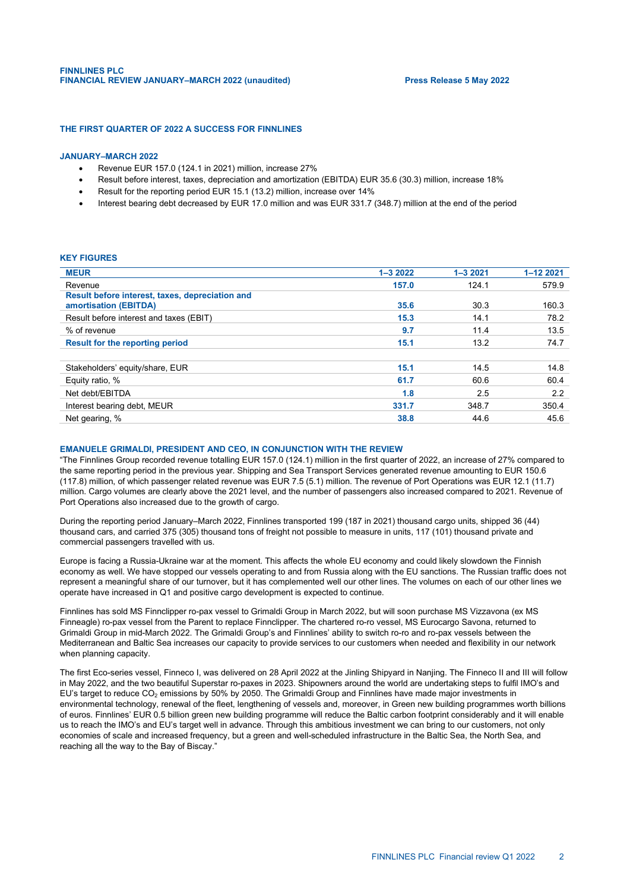**FINNLINES PLC**
**FINANCIAL REVIEW JANUARY–MARCH 2022 (unaudited)** **Press Release 5 May 2022**

## THE FIRST QUARTER OF 2022 A SUCCESS FOR FINNLINES

### JANUARY–MARCH 2022

- Revenue EUR 157.0 (124.1 in 2021) million, increase 27%
- Result before interest, taxes, depreciation and amortization (EBITDA) EUR 35.6 (30.3) million, increase 18%
- Result for the reporting period EUR 15.1 (13.2) million, increase over 14%
- Interest bearing debt decreased by EUR 17.0 million and was EUR 331.7 (348.7) million at the end of the period

### KEY FIGURES

| MEUR | 1–3 2022 | 1–3 2021 | 1–12 2021 |
|---|---|---|---|
| Revenue | **157.0** | 124.1 | 579.9 |
| **Result before interest, taxes, depreciation and amortisation (EBITDA)** | **35.6** | 30.3 | 160.3 |
| Result before interest and taxes (EBIT) | **15.3** | 14.1 | 78.2 |
| % of revenue | **9.7** | 11.4 | 13.5 |
| **Result for the reporting period** | **15.1** | 13.2 | 74.7 |
| | | | |
| Stakeholders' equity/share, EUR | **15.1** | 14.5 | 14.8 |
| Equity ratio, % | **61.7** | 60.6 | 60.4 |
| Net debt/EBITDA | **1.8** | 2.5 | 2.2 |
| Interest bearing debt, MEUR | **331.7** | 348.7 | 350.4 |
| Net gearing, % | **38.8** | 44.6 | 45.6 |

### EMANUELE GRIMALDI, PRESIDENT AND CEO, IN CONJUNCTION WITH THE REVIEW

"The Finnlines Group recorded revenue totalling EUR 157.0 (124.1) million in the first quarter of 2022, an increase of 27% compared to the same reporting period in the previous year. Shipping and Sea Transport Services generated revenue amounting to EUR 150.6 (117.8) million, of which passenger related revenue was EUR 7.5 (5.1) million. The revenue of Port Operations was EUR 12.1 (11.7) million. Cargo volumes are clearly above the 2021 level, and the number of passengers also increased compared to 2021. Revenue of Port Operations also increased due to the growth of cargo.

During the reporting period January–March 2022, Finnlines transported 199 (187 in 2021) thousand cargo units, shipped 36 (44) thousand cars, and carried 375 (305) thousand tons of freight not possible to measure in units, 117 (101) thousand private and commercial passengers travelled with us.

Europe is facing a Russia-Ukraine war at the moment. This affects the whole EU economy and could likely slowdown the Finnish economy as well. We have stopped our vessels operating to and from Russia along with the EU sanctions. The Russian traffic does not represent a meaningful share of our turnover, but it has complemented well our other lines. The volumes on each of our other lines we operate have increased in Q1 and positive cargo development is expected to continue.

Finnlines has sold MS Finnclipper ro-pax vessel to Grimaldi Group in March 2022, but will soon purchase MS Vizzavona (ex MS Finneagle) ro-pax vessel from the Parent to replace Finnclipper. The chartered ro-ro vessel, MS Eurocargo Savona, returned to Grimaldi Group in mid-March 2022. The Grimaldi Group's and Finnlines' ability to switch ro-ro and ro-pax vessels between the Mediterranean and Baltic Sea increases our capacity to provide services to our customers when needed and flexibility in our network when planning capacity.

The first Eco-series vessel, Finneco I, was delivered on 28 April 2022 at the Jinling Shipyard in Nanjing. The Finneco II and III will follow in May 2022, and the two beautiful Superstar ro-paxes in 2023. Shipowners around the world are undertaking steps to fulfil IMO's and EU's target to reduce $CO_2$ emissions by 50% by 2050. The Grimaldi Group and Finnlines have made major investments in environmental technology, renewal of the fleet, lengthening of vessels and, moreover, in Green new building programmes worth billions of euros. Finnlines' EUR 0.5 billion green new building programme will reduce the Baltic carbon footprint considerably and it will enable us to reach the IMO's and EU's target well in advance. Through this ambitious investment we can bring to our customers, not only economies of scale and increased frequency, but a green and well-scheduled infrastructure in the Baltic Sea, the North Sea, and reaching all the way to the Bay of Biscay."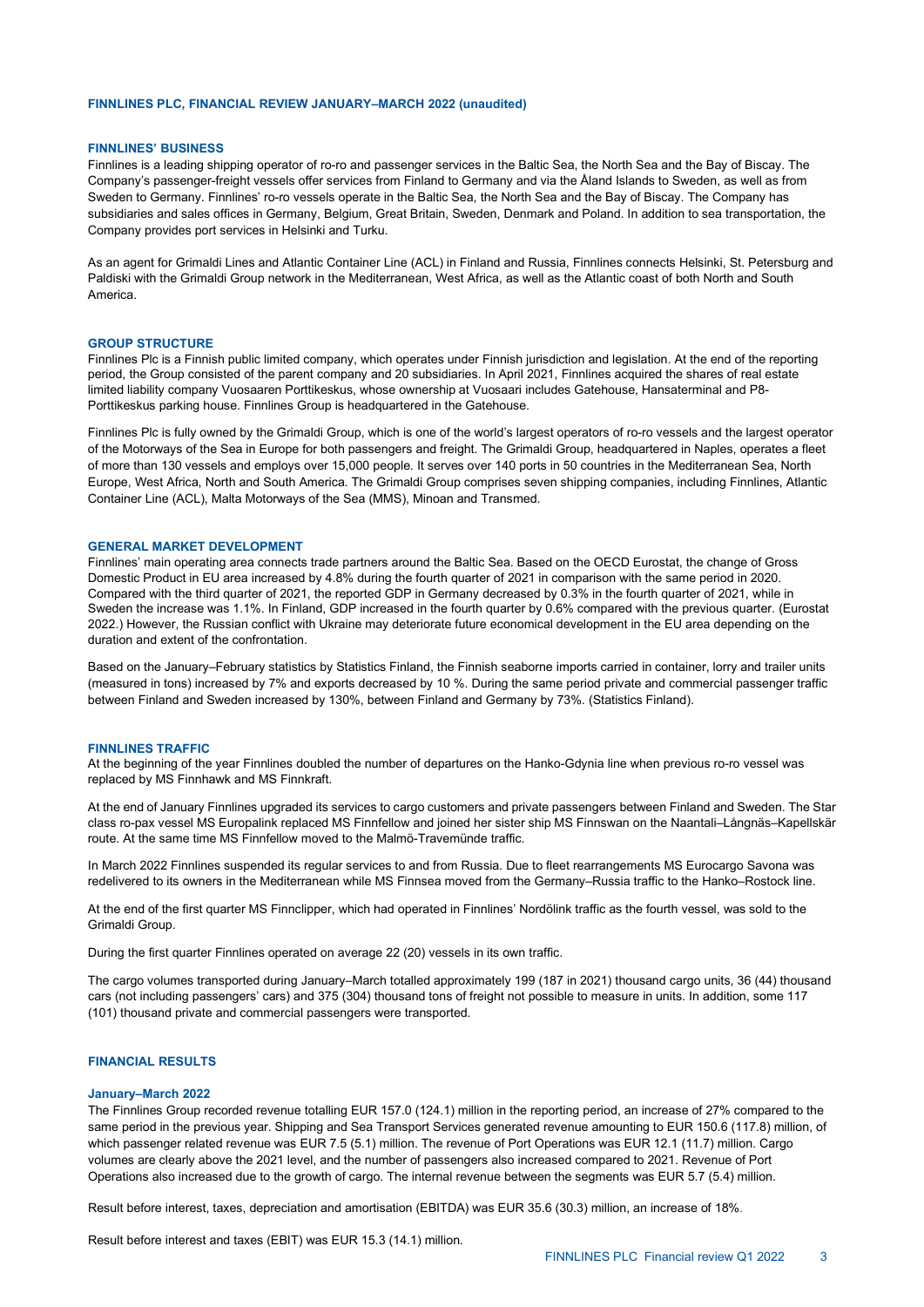# FINNLINES PLC, FINANCIAL REVIEW JANUARY–MARCH 2022 (unaudited)

## FINNLINES' BUSINESS

Finnlines is a leading shipping operator of ro-ro and passenger services in the Baltic Sea, the North Sea and the Bay of Biscay. The Company's passenger-freight vessels offer services from Finland to Germany and via the Åland Islands to Sweden, as well as from Sweden to Germany. Finnlines' ro-ro vessels operate in the Baltic Sea, the North Sea and the Bay of Biscay. The Company has subsidiaries and sales offices in Germany, Belgium, Great Britain, Sweden, Denmark and Poland. In addition to sea transportation, the Company provides port services in Helsinki and Turku.

As an agent for Grimaldi Lines and Atlantic Container Line (ACL) in Finland and Russia, Finnlines connects Helsinki, St. Petersburg and Paldiski with the Grimaldi Group network in the Mediterranean, West Africa, as well as the Atlantic coast of both North and South America.

## GROUP STRUCTURE

Finnlines Plc is a Finnish public limited company, which operates under Finnish jurisdiction and legislation. At the end of the reporting period, the Group consisted of the parent company and 20 subsidiaries. In April 2021, Finnlines acquired the shares of real estate limited liability company Vuosaaren Porttikeskus, whose ownership at Vuosaari includes Gatehouse, Hansaterminal and P8-Porttikeskus parking house. Finnlines Group is headquartered in the Gatehouse.

Finnlines Plc is fully owned by the Grimaldi Group, which is one of the world's largest operators of ro-ro vessels and the largest operator of the Motorways of the Sea in Europe for both passengers and freight. The Grimaldi Group, headquartered in Naples, operates a fleet of more than 130 vessels and employs over 15,000 people. It serves over 140 ports in 50 countries in the Mediterranean Sea, North Europe, West Africa, North and South America. The Grimaldi Group comprises seven shipping companies, including Finnlines, Atlantic Container Line (ACL), Malta Motorways of the Sea (MMS), Minoan and Transmed.

## GENERAL MARKET DEVELOPMENT

Finnlines' main operating area connects trade partners around the Baltic Sea. Based on the OECD Eurostat, the change of Gross Domestic Product in EU area increased by 4.8% during the fourth quarter of 2021 in comparison with the same period in 2020. Compared with the third quarter of 2021, the reported GDP in Germany decreased by 0.3% in the fourth quarter of 2021, while in Sweden the increase was 1.1%. In Finland, GDP increased in the fourth quarter by 0.6% compared with the previous quarter. (Eurostat 2022.) However, the Russian conflict with Ukraine may deteriorate future economical development in the EU area depending on the duration and extent of the confrontation.

Based on the January–February statistics by Statistics Finland, the Finnish seaborne imports carried in container, lorry and trailer units (measured in tons) increased by 7% and exports decreased by 10 %. During the same period private and commercial passenger traffic between Finland and Sweden increased by 130%, between Finland and Germany by 73%. (Statistics Finland).

## FINNLINES TRAFFIC

At the beginning of the year Finnlines doubled the number of departures on the Hanko-Gdynia line when previous ro-ro vessel was replaced by MS Finnhawk and MS Finnkraft.

At the end of January Finnlines upgraded its services to cargo customers and private passengers between Finland and Sweden. The Star class ro-pax vessel MS Europalink replaced MS Finnfellow and joined her sister ship MS Finnswan on the Naantali–Långnäs–Kapellskär route. At the same time MS Finnfellow moved to the Malmö-Travemünde traffic.

In March 2022 Finnlines suspended its regular services to and from Russia. Due to fleet rearrangements MS Eurocargo Savona was redelivered to its owners in the Mediterranean while MS Finnsea moved from the Germany–Russia traffic to the Hanko–Rostock line.

At the end of the first quarter MS Finnclipper, which had operated in Finnlines' Nordölink traffic as the fourth vessel, was sold to the Grimaldi Group.

During the first quarter Finnlines operated on average 22 (20) vessels in its own traffic.

The cargo volumes transported during January–March totalled approximately 199 (187 in 2021) thousand cargo units, 36 (44) thousand cars (not including passengers' cars) and 375 (304) thousand tons of freight not possible to measure in units. In addition, some 117 (101) thousand private and commercial passengers were transported.

## FINANCIAL RESULTS

### January–March 2022

The Finnlines Group recorded revenue totalling EUR 157.0 (124.1) million in the reporting period, an increase of 27% compared to the same period in the previous year. Shipping and Sea Transport Services generated revenue amounting to EUR 150.6 (117.8) million, of which passenger related revenue was EUR 7.5 (5.1) million. The revenue of Port Operations was EUR 12.1 (11.7) million. Cargo volumes are clearly above the 2021 level, and the number of passengers also increased compared to 2021. Revenue of Port Operations also increased due to the growth of cargo. The internal revenue between the segments was EUR 5.7 (5.4) million.

Result before interest, taxes, depreciation and amortisation (EBITDA) was EUR 35.6 (30.3) million, an increase of 18%.

Result before interest and taxes (EBIT) was EUR 15.3 (14.1) million.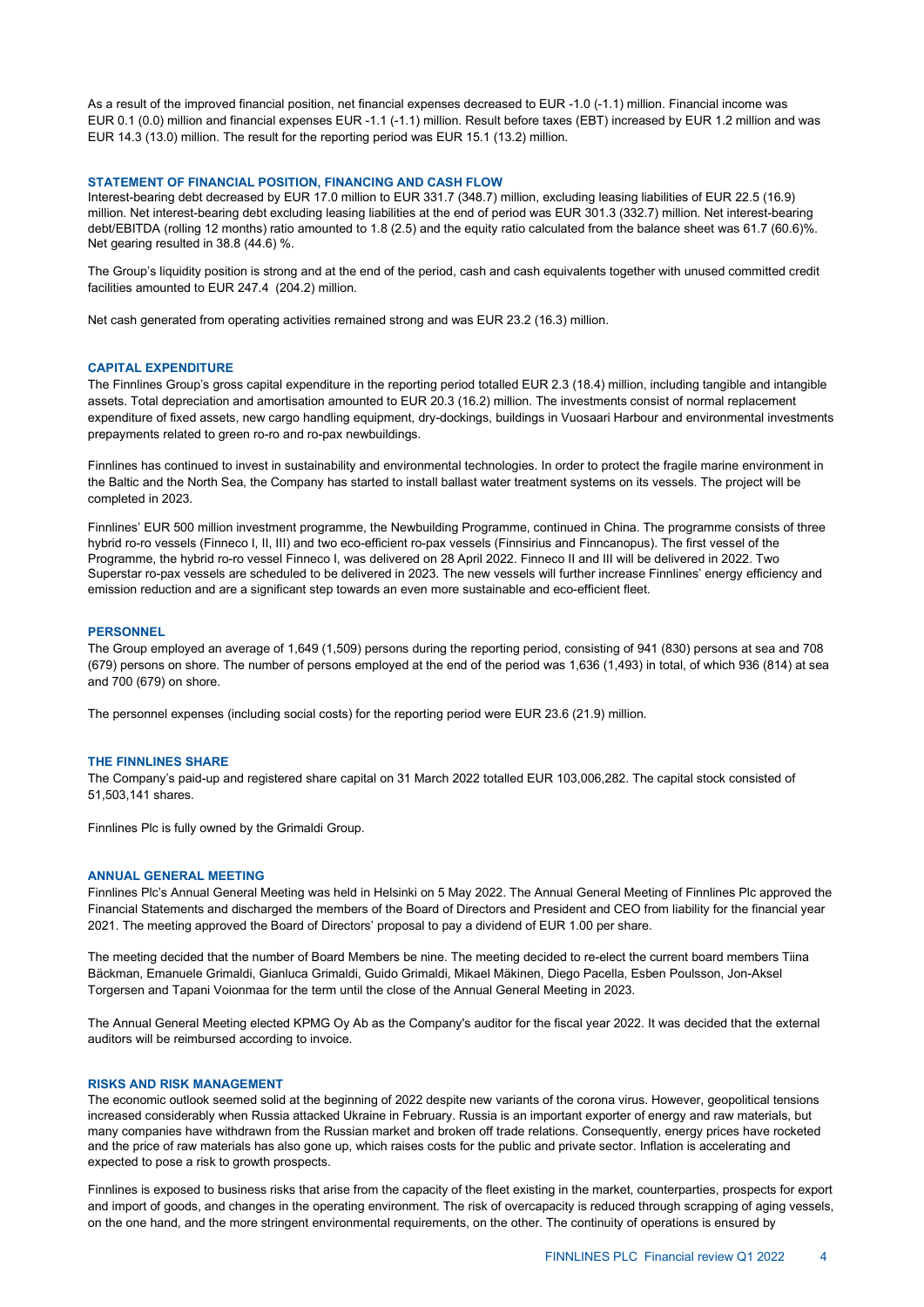As a result of the improved financial position, net financial expenses decreased to EUR -1.0 (-1.1) million. Financial income was EUR 0.1 (0.0) million and financial expenses EUR -1.1 (-1.1) million. Result before taxes (EBT) increased by EUR 1.2 million and was EUR 14.3 (13.0) million. The result for the reporting period was EUR 15.1 (13.2) million.

## STATEMENT OF FINANCIAL POSITION, FINANCING AND CASH FLOW

Interest-bearing debt decreased by EUR 17.0 million to EUR 331.7 (348.7) million, excluding leasing liabilities of EUR 22.5 (16.9) million. Net interest-bearing debt excluding leasing liabilities at the end of period was EUR 301.3 (332.7) million. Net interest-bearing debt/EBITDA (rolling 12 months) ratio amounted to 1.8 (2.5) and the equity ratio calculated from the balance sheet was 61.7 (60.6)%. Net gearing resulted in 38.8 (44.6) %.

The Group's liquidity position is strong and at the end of the period, cash and cash equivalents together with unused committed credit facilities amounted to EUR 247.4 (204.2) million.

Net cash generated from operating activities remained strong and was EUR 23.2 (16.3) million.

## CAPITAL EXPENDITURE

The Finnlines Group's gross capital expenditure in the reporting period totalled EUR 2.3 (18.4) million, including tangible and intangible assets. Total depreciation and amortisation amounted to EUR 20.3 (16.2) million. The investments consist of normal replacement expenditure of fixed assets, new cargo handling equipment, dry-dockings, buildings in Vuosaari Harbour and environmental investments prepayments related to green ro-ro and ro-pax newbuildings.

Finnlines has continued to invest in sustainability and environmental technologies. In order to protect the fragile marine environment in the Baltic and the North Sea, the Company has started to install ballast water treatment systems on its vessels. The project will be completed in 2023.

Finnlines' EUR 500 million investment programme, the Newbuilding Programme, continued in China. The programme consists of three hybrid ro-ro vessels (Finneco I, II, III) and two eco-efficient ro-pax vessels (Finnsirius and Finncanopus). The first vessel of the Programme, the hybrid ro-ro vessel Finneco I, was delivered on 28 April 2022. Finneco II and III will be delivered in 2022. Two Superstar ro-pax vessels are scheduled to be delivered in 2023. The new vessels will further increase Finnlines' energy efficiency and emission reduction and are a significant step towards an even more sustainable and eco-efficient fleet.

## PERSONNEL

The Group employed an average of 1,649 (1,509) persons during the reporting period, consisting of 941 (830) persons at sea and 708 (679) persons on shore. The number of persons employed at the end of the period was 1,636 (1,493) in total, of which 936 (814) at sea and 700 (679) on shore.

The personnel expenses (including social costs) for the reporting period were EUR 23.6 (21.9) million.

## THE FINNLINES SHARE

The Company's paid-up and registered share capital on 31 March 2022 totalled EUR 103,006,282. The capital stock consisted of 51,503,141 shares.

Finnlines Plc is fully owned by the Grimaldi Group.

## ANNUAL GENERAL MEETING

Finnlines Plc's Annual General Meeting was held in Helsinki on 5 May 2022. The Annual General Meeting of Finnlines Plc approved the Financial Statements and discharged the members of the Board of Directors and President and CEO from liability for the financial year 2021. The meeting approved the Board of Directors' proposal to pay a dividend of EUR 1.00 per share.

The meeting decided that the number of Board Members be nine. The meeting decided to re-elect the current board members Tiina Bäckman, Emanuele Grimaldi, Gianluca Grimaldi, Guido Grimaldi, Mikael Mäkinen, Diego Pacella, Esben Poulsson, Jon-Aksel Torgersen and Tapani Voionmaa for the term until the close of the Annual General Meeting in 2023.

The Annual General Meeting elected KPMG Oy Ab as the Company's auditor for the fiscal year 2022. It was decided that the external auditors will be reimbursed according to invoice.

## RISKS AND RISK MANAGEMENT

The economic outlook seemed solid at the beginning of 2022 despite new variants of the corona virus. However, geopolitical tensions increased considerably when Russia attacked Ukraine in February. Russia is an important exporter of energy and raw materials, but many companies have withdrawn from the Russian market and broken off trade relations. Consequently, energy prices have rocketed and the price of raw materials has also gone up, which raises costs for the public and private sector. Inflation is accelerating and expected to pose a risk to growth prospects.

Finnlines is exposed to business risks that arise from the capacity of the fleet existing in the market, counterparties, prospects for export and import of goods, and changes in the operating environment. The risk of overcapacity is reduced through scrapping of aging vessels, on the one hand, and the more stringent environmental requirements, on the other. The continuity of operations is ensured by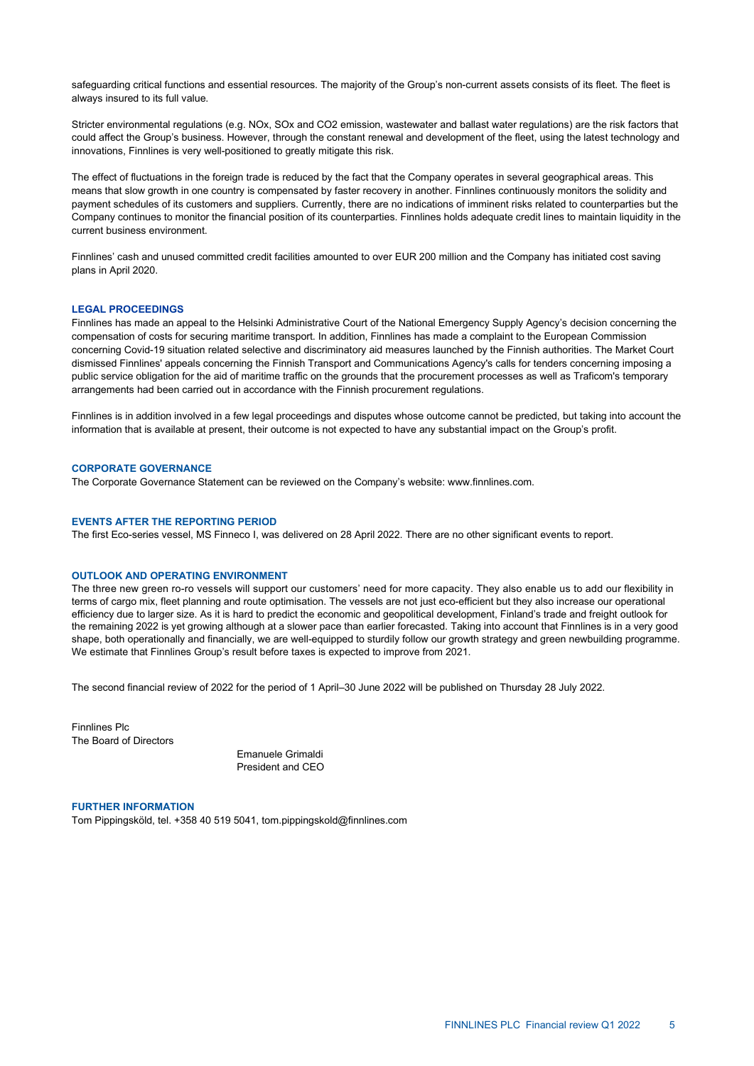safeguarding critical functions and essential resources. The majority of the Group's non-current assets consists of its fleet. The fleet is always insured to its full value.

Stricter environmental regulations (e.g. NOx, SOx and $CO_2$ emission, wastewater and ballast water regulations) are the risk factors that could affect the Group's business. However, through the constant renewal and development of the fleet, using the latest technology and innovations, Finnlines is very well-positioned to greatly mitigate this risk.

The effect of fluctuations in the foreign trade is reduced by the fact that the Company operates in several geographical areas. This means that slow growth in one country is compensated by faster recovery in another. Finnlines continuously monitors the solidity and payment schedules of its customers and suppliers. Currently, there are no indications of imminent risks related to counterparties but the Company continues to monitor the financial position of its counterparties. Finnlines holds adequate credit lines to maintain liquidity in the current business environment.

Finnlines' cash and unused committed credit facilities amounted to over EUR 200 million and the Company has initiated cost saving plans in April 2020.

## LEGAL PROCEEDINGS

Finnlines has made an appeal to the Helsinki Administrative Court of the National Emergency Supply Agency's decision concerning the compensation of costs for securing maritime transport. In addition, Finnlines has made a complaint to the European Commission concerning Covid-19 situation related selective and discriminatory aid measures launched by the Finnish authorities. The Market Court dismissed Finnlines' appeals concerning the Finnish Transport and Communications Agency's calls for tenders concerning imposing a public service obligation for the aid of maritime traffic on the grounds that the procurement processes as well as Traficom's temporary arrangements had been carried out in accordance with the Finnish procurement regulations.

Finnlines is in addition involved in a few legal proceedings and disputes whose outcome cannot be predicted, but taking into account the information that is available at present, their outcome is not expected to have any substantial impact on the Group's profit.

## CORPORATE GOVERNANCE

The Corporate Governance Statement can be reviewed on the Company's website: www.finnlines.com.

## EVENTS AFTER THE REPORTING PERIOD

The first Eco-series vessel, MS Finneco I, was delivered on 28 April 2022. There are no other significant events to report.

## OUTLOOK AND OPERATING ENVIRONMENT

The three new green ro-ro vessels will support our customers' need for more capacity. They also enable us to add our flexibility in terms of cargo mix, fleet planning and route optimisation. The vessels are not just eco-efficient but they also increase our operational efficiency due to larger size. As it is hard to predict the economic and geopolitical development, Finland's trade and freight outlook for the remaining 2022 is yet growing although at a slower pace than earlier forecasted. Taking into account that Finnlines is in a very good shape, both operationally and financially, we are well-equipped to sturdily follow our growth strategy and green newbuilding programme. We estimate that Finnlines Group's result before taxes is expected to improve from 2021.

The second financial review of 2022 for the period of 1 April–30 June 2022 will be published on Thursday 28 July 2022.

Finnlines Plc
The Board of Directors

Emanuele Grimaldi
President and CEO

## FURTHER INFORMATION

Tom Pippingsköld, tel. +358 40 519 5041, tom.pippingskold@finnlines.com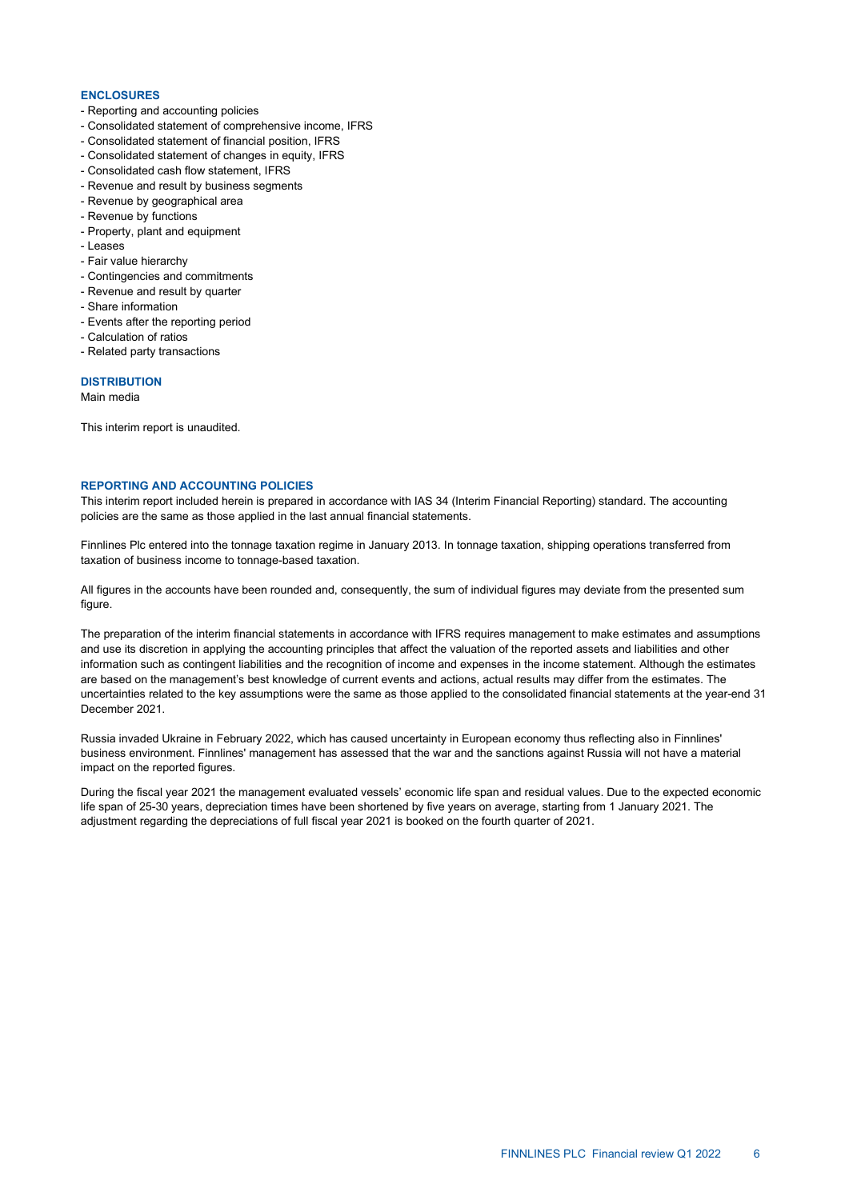## ENCLOSURES

- Reporting and accounting policies
- Consolidated statement of comprehensive income, IFRS
- Consolidated statement of financial position, IFRS
- Consolidated statement of changes in equity, IFRS
- Consolidated cash flow statement, IFRS
- Revenue and result by business segments
- Revenue by geographical area
- Revenue by functions
- Property, plant and equipment
- Leases
- Fair value hierarchy
- Contingencies and commitments
- Revenue and result by quarter
- Share information
- Events after the reporting period
- Calculation of ratios
- Related party transactions

## DISTRIBUTION

Main media

This interim report is unaudited.

## REPORTING AND ACCOUNTING POLICIES

This interim report included herein is prepared in accordance with IAS 34 (Interim Financial Reporting) standard. The accounting policies are the same as those applied in the last annual financial statements.

Finnlines Plc entered into the tonnage taxation regime in January 2013. In tonnage taxation, shipping operations transferred from taxation of business income to tonnage-based taxation.

All figures in the accounts have been rounded and, consequently, the sum of individual figures may deviate from the presented sum figure.

The preparation of the interim financial statements in accordance with IFRS requires management to make estimates and assumptions and use its discretion in applying the accounting principles that affect the valuation of the reported assets and liabilities and other information such as contingent liabilities and the recognition of income and expenses in the income statement. Although the estimates are based on the management's best knowledge of current events and actions, actual results may differ from the estimates. The uncertainties related to the key assumptions were the same as those applied to the consolidated financial statements at the year-end 31 December 2021.

Russia invaded Ukraine in February 2022, which has caused uncertainty in European economy thus reflecting also in Finnlines' business environment. Finnlines' management has assessed that the war and the sanctions against Russia will not have a material impact on the reported figures.

During the fiscal year 2021 the management evaluated vessels' economic life span and residual values. Due to the expected economic life span of 25-30 years, depreciation times have been shortened by five years on average, starting from 1 January 2021. The adjustment regarding the depreciations of full fiscal year 2021 is booked on the fourth quarter of 2021.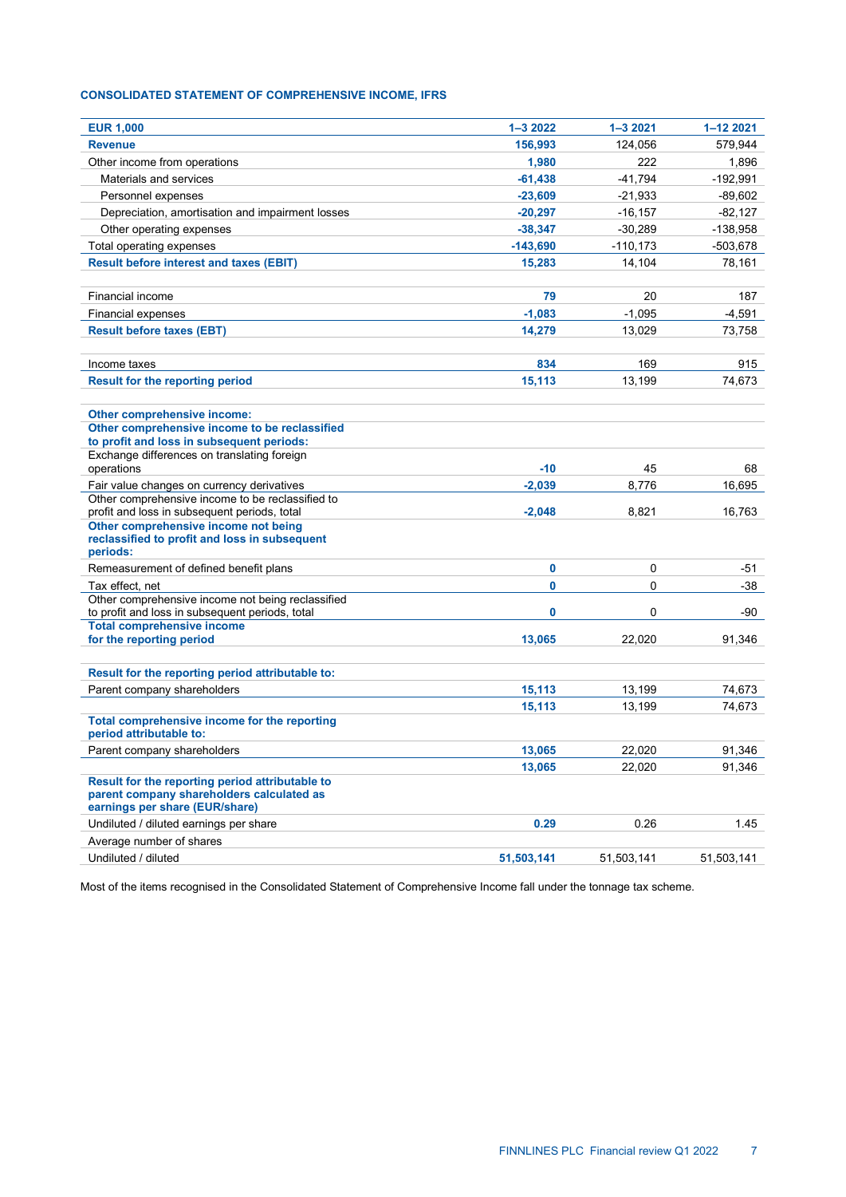**CONSOLIDATED STATEMENT OF COMPREHENSIVE INCOME, IFRS**

| EUR 1,000 | 1–3 2022 | 1–3 2021 | 1–12 2021 |
|---|---|---|---|
| **Revenue** | **156,993** | 124,056 | 579,944 |
| Other income from operations | **1,980** | 222 | 1,896 |
| Materials and services | **-61,438** | -41,794 | -192,991 |
| Personnel expenses | **-23,609** | -21,933 | -89,602 |
| Depreciation, amortisation and impairment losses | **-20,297** | -16,157 | -82,127 |
| Other operating expenses | **-38,347** | -30,289 | -138,958 |
| Total operating expenses | **-143,690** | -110,173 | -503,678 |
| **Result before interest and taxes (EBIT)** | **15,283** | 14,104 | 78,161 |
| | | | |
| Financial income | **79** | 20 | 187 |
| Financial expenses | **-1,083** | -1,095 | -4,591 |
| **Result before taxes (EBT)** | **14,279** | 13,029 | 73,758 |
| | | | |
| Income taxes | **834** | 169 | 915 |
| **Result for the reporting period** | **15,113** | 13,199 | 74,673 |
| | | | |
| **Other comprehensive income:** | | | |
| **Other comprehensive income to be reclassified to profit and loss in subsequent periods:** | | | |
| Exchange differences on translating foreign operations | **-10** | 45 | 68 |
| Fair value changes on currency derivatives | **-2,039** | 8,776 | 16,695 |
| Other comprehensive income to be reclassified to profit and loss in subsequent periods, total | **-2,048** | 8,821 | 16,763 |
| **Other comprehensive income not being reclassified to profit and loss in subsequent periods:** | | | |
| Remeasurement of defined benefit plans | **0** | 0 | -51 |
| Tax effect, net | **0** | 0 | -38 |
| Other comprehensive income not being reclassified to profit and loss in subsequent periods, total | **0** | 0 | -90 |
| **Total comprehensive income for the reporting period** | **13,065** | 22,020 | 91,346 |
| | | | |
| **Result for the reporting period attributable to:** | | | |
| Parent company shareholders | **15,113** | 13,199 | 74,673 |
| | **15,113** | 13,199 | 74,673 |
| **Total comprehensive income for the reporting period attributable to:** | | | |
| Parent company shareholders | **13,065** | 22,020 | 91,346 |
| | **13,065** | 22,020 | 91,346 |
| **Result for the reporting period attributable to parent company shareholders calculated as earnings per share (EUR/share)** | | | |
| Undiluted / diluted earnings per share | **0.29** | 0.26 | 1.45 |
| Average number of shares | | | |
| Undiluted / diluted | **51,503,141** | 51,503,141 | 51,503,141 |

Most of the items recognised in the Consolidated Statement of Comprehensive Income fall under the tonnage tax scheme.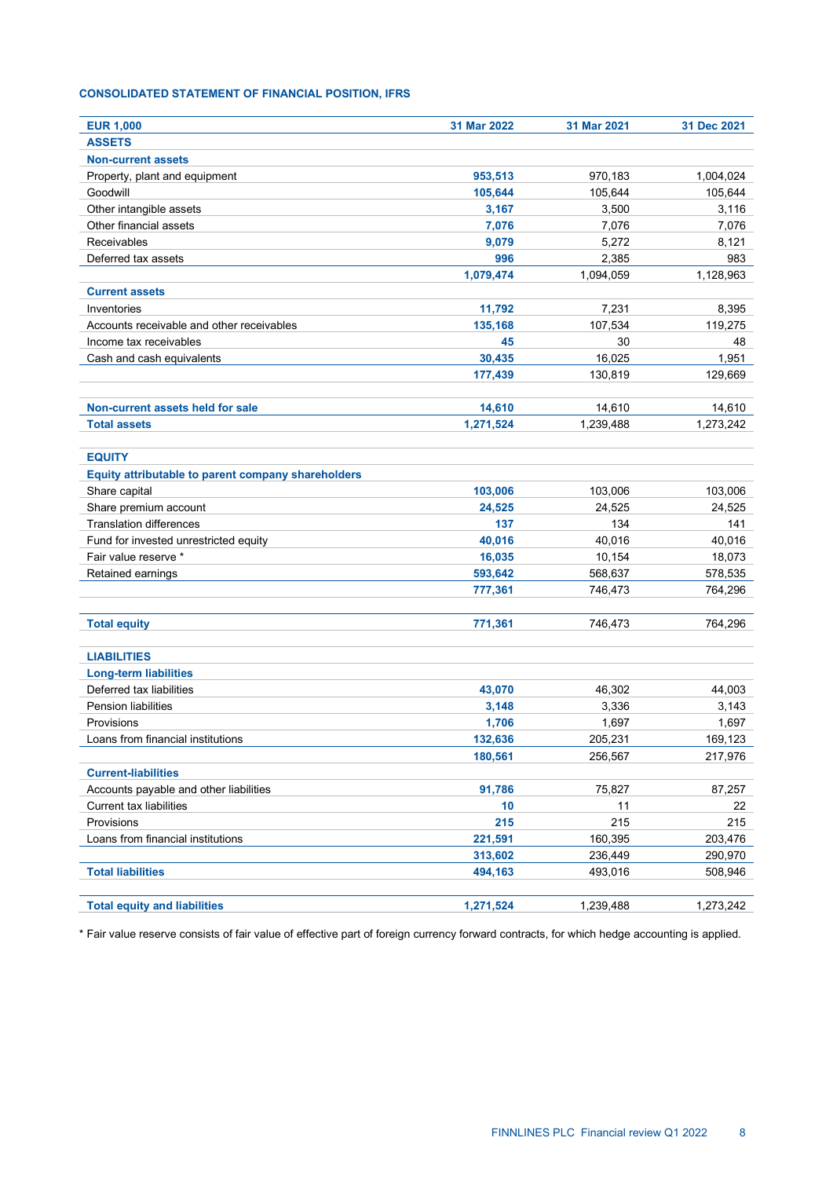**CONSOLIDATED STATEMENT OF FINANCIAL POSITION, IFRS**

| EUR 1,000 | 31 Mar 2022 | 31 Mar 2021 | 31 Dec 2021 |
|---|---|---|---|
| **ASSETS** | | | |
| **Non-current assets** | | | |
| Property, plant and equipment | **953,513** | 970,183 | 1,004,024 |
| Goodwill | **105,644** | 105,644 | 105,644 |
| Other intangible assets | **3,167** | 3,500 | 3,116 |
| Other financial assets | **7,076** | 7,076 | 7,076 |
| Receivables | **9,079** | 5,272 | 8,121 |
| Deferred tax assets | **996** | 2,385 | 983 |
| | **1,079,474** | 1,094,059 | 1,128,963 |
| **Current assets** | | | |
| Inventories | **11,792** | 7,231 | 8,395 |
| Accounts receivable and other receivables | **135,168** | 107,534 | 119,275 |
| Income tax receivables | **45** | 30 | 48 |
| Cash and cash equivalents | **30,435** | 16,025 | 1,951 |
| | **177,439** | 130,819 | 129,669 |
| | | | |
| **Non-current assets held for sale** | **14,610** | 14,610 | 14,610 |
| **Total assets** | **1,271,524** | 1,239,488 | 1,273,242 |
| | | | |
| **EQUITY** | | | |
| **Equity attributable to parent company shareholders** | | | |
| Share capital | **103,006** | 103,006 | 103,006 |
| Share premium account | **24,525** | 24,525 | 24,525 |
| Translation differences | **137** | 134 | 141 |
| Fund for invested unrestricted equity | **40,016** | 40,016 | 40,016 |
| Fair value reserve * | **16,035** | 10,154 | 18,073 |
| Retained earnings | **593,642** | 568,637 | 578,535 |
| | **777,361** | 746,473 | 764,296 |
| | | | |
| **Total equity** | **771,361** | 746,473 | 764,296 |
| | | | |
| **LIABILITIES** | | | |
| **Long-term liabilities** | | | |
| Deferred tax liabilities | **43,070** | 46,302 | 44,003 |
| Pension liabilities | **3,148** | 3,336 | 3,143 |
| Provisions | **1,706** | 1,697 | 1,697 |
| Loans from financial institutions | **132,636** | 205,231 | 169,123 |
| | **180,561** | 256,567 | 217,976 |
| **Current-liabilities** | | | |
| Accounts payable and other liabilities | **91,786** | 75,827 | 87,257 |
| Current tax liabilities | **10** | 11 | 22 |
| Provisions | **215** | 215 | 215 |
| Loans from financial institutions | **221,591** | 160,395 | 203,476 |
| | **313,602** | 236,449 | 290,970 |
| **Total liabilities** | **494,163** | 493,016 | 508,946 |
| | | | |
| **Total equity and liabilities** | **1,271,524** | 1,239,488 | 1,273,242 |

* Fair value reserve consists of fair value of effective part of foreign currency forward contracts, for which hedge accounting is applied.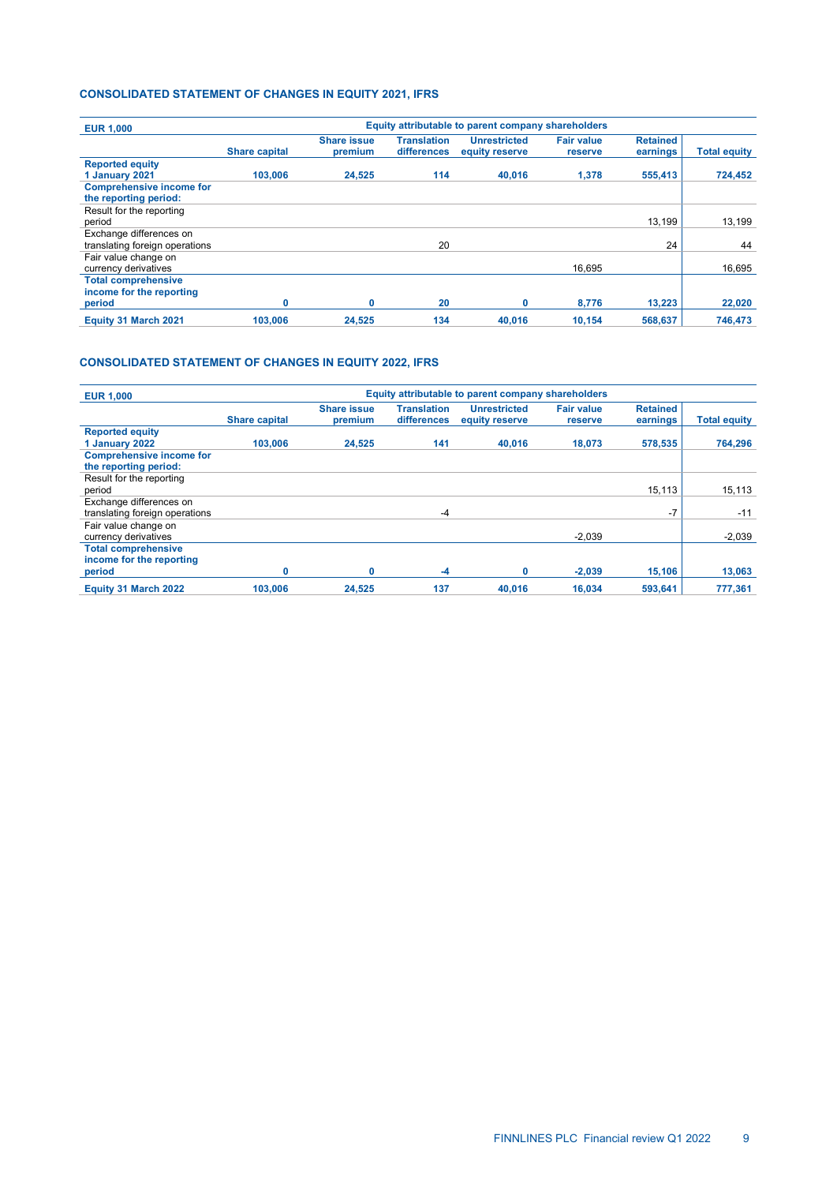### CONSOLIDATED STATEMENT OF CHANGES IN EQUITY 2021, IFRS

| EUR 1,000 | Equity attributable to parent company shareholders | | | | | | |
|---|---|---|---|---|---|---|---|
| | Share capital | Share issue premium | Translation differences | Unrestricted equity reserve | Fair value reserve | Retained earnings | Total equity |
| **Reported equity 1 January 2021** | **103,006** | **24,525** | **114** | **40,016** | **1,378** | **555,413** | **724,452** |
| **Comprehensive income for the reporting period:** | | | | | | | |
| Result for the reporting period | | | | | | 13,199 | 13,199 |
| Exchange differences on translating foreign operations | | | 20 | | | 24 | 44 |
| Fair value change on currency derivatives | | | | | 16,695 | | 16,695 |
| **Total comprehensive income for the reporting period** | **0** | **0** | **20** | **0** | **8,776** | **13,223** | **22,020** |
| **Equity 31 March 2021** | **103,006** | **24,525** | **134** | **40,016** | **10,154** | **568,637** | **746,473** |

### CONSOLIDATED STATEMENT OF CHANGES IN EQUITY 2022, IFRS

| EUR 1,000 | Equity attributable to parent company shareholders | | | | | | |
|---|---|---|---|---|---|---|---|
| | Share capital | Share issue premium | Translation differences | Unrestricted equity reserve | Fair value reserve | Retained earnings | Total equity |
| **Reported equity 1 January 2022** | **103,006** | **24,525** | **141** | **40,016** | **18,073** | **578,535** | **764,296** |
| **Comprehensive income for the reporting period:** | | | | | | | |
| Result for the reporting period | | | | | | 15,113 | 15,113 |
| Exchange differences on translating foreign operations | | | -4 | | | -7 | -11 |
| Fair value change on currency derivatives | | | | | -2,039 | | -2,039 |
| **Total comprehensive income for the reporting period** | **0** | **0** | **-4** | **0** | **-2,039** | **15,106** | **13,063** |
| **Equity 31 March 2022** | **103,006** | **24,525** | **137** | **40,016** | **16,034** | **593,641** | **777,361** |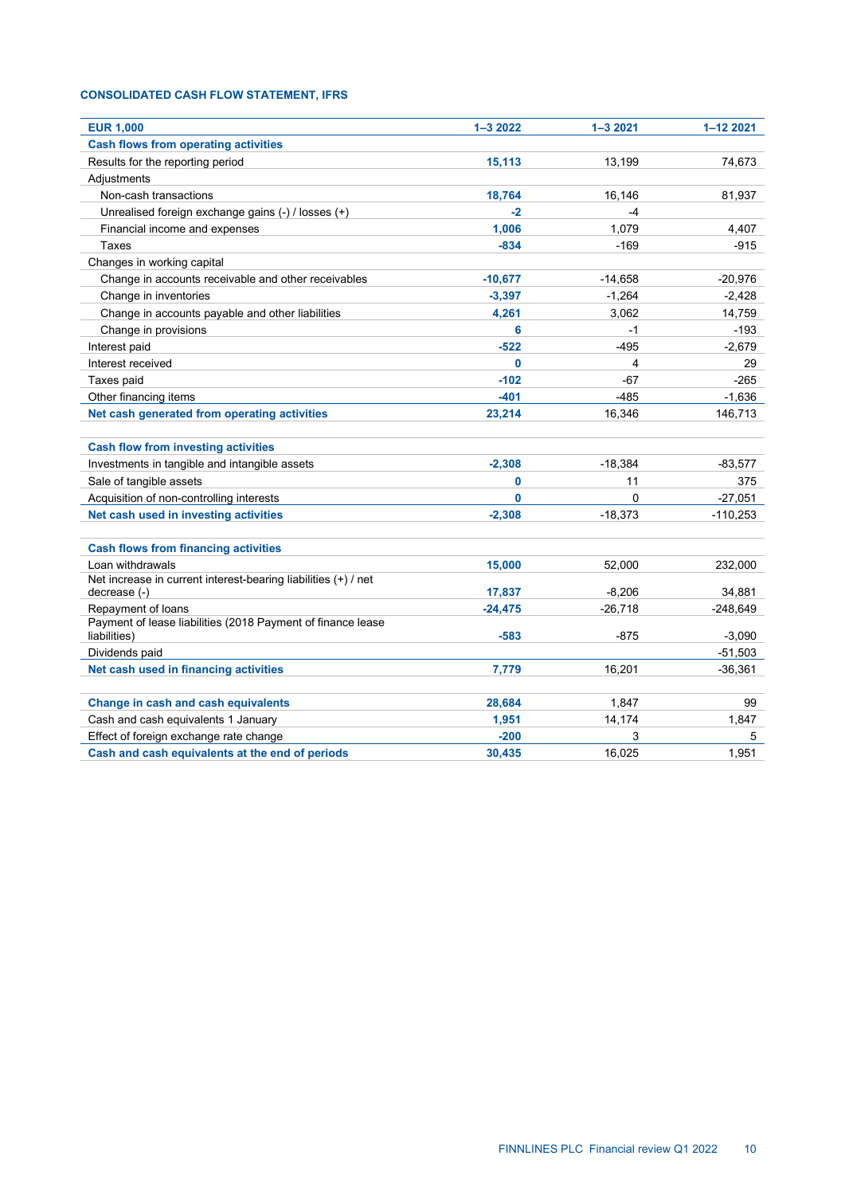### CONSOLIDATED CASH FLOW STATEMENT, IFRS

| EUR 1,000 | 1–3 2022 | 1–3 2021 | 1–12 2021 |
|---|---|---|---|
| **Cash flows from operating activities** | | | |
| Results for the reporting period | **15,113** | 13,199 | 74,673 |
| Adjustments | | | |
| Non-cash transactions | **18,764** | 16,146 | 81,937 |
| Unrealised foreign exchange gains (-) / losses (+) | **-2** | -4 | |
| Financial income and expenses | **1,006** | 1,079 | 4,407 |
| Taxes | **-834** | -169 | -915 |
| Changes in working capital | | | |
| Change in accounts receivable and other receivables | **-10,677** | -14,658 | -20,976 |
| Change in inventories | **-3,397** | -1,264 | -2,428 |
| Change in accounts payable and other liabilities | **4,261** | 3,062 | 14,759 |
| Change in provisions | **6** | -1 | -193 |
| Interest paid | **-522** | -495 | -2,679 |
| Interest received | **0** | 4 | 29 |
| Taxes paid | **-102** | -67 | -265 |
| Other financing items | **-401** | -485 | -1,636 |
| **Net cash generated from operating activities** | **23,214** | 16,346 | 146,713 |
| | | | |
| **Cash flow from investing activities** | | | |
| Investments in tangible and intangible assets | **-2,308** | -18,384 | -83,577 |
| Sale of tangible assets | **0** | 11 | 375 |
| Acquisition of non-controlling interests | **0** | 0 | -27,051 |
| **Net cash used in investing activities** | **-2,308** | -18,373 | -110,253 |
| | | | |
| **Cash flows from financing activities** | | | |
| Loan withdrawals | **15,000** | 52,000 | 232,000 |
| Net increase in current interest-bearing liabilities (+) / net decrease (-) | **17,837** | -8,206 | 34,881 |
| Repayment of loans | **-24,475** | -26,718 | -248,649 |
| Payment of lease liabilities (2018 Payment of finance lease liabilities) | **-583** | -875 | -3,090 |
| Dividends paid | | | -51,503 |
| **Net cash used in financing activities** | **7,779** | 16,201 | -36,361 |
| | | | |
| **Change in cash and cash equivalents** | **28,684** | 1,847 | 99 |
| Cash and cash equivalents 1 January | **1,951** | 14,174 | 1,847 |
| Effect of foreign exchange rate change | **-200** | 3 | 5 |
| **Cash and cash equivalents at the end of periods** | **30,435** | 16,025 | 1,951 |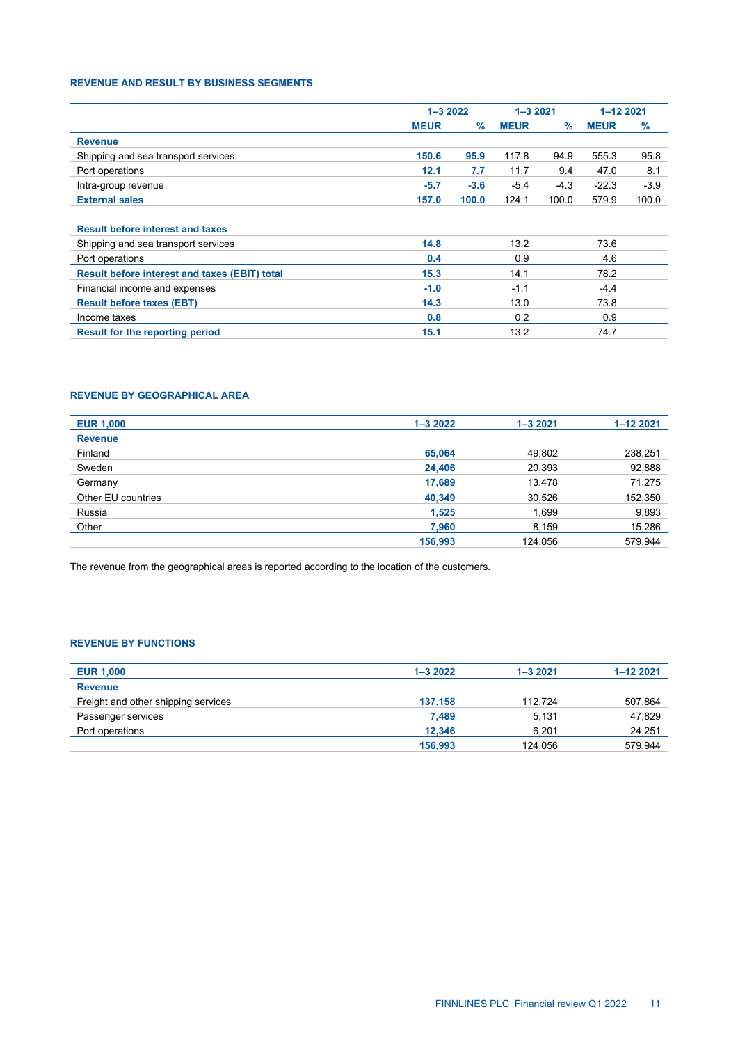## REVENUE AND RESULT BY BUSINESS SEGMENTS

| | 1–3 2022 | | 1–3 2021 | | 1–12 2021 | |
|---|---|---|---|---|---|---|
| | MEUR | % | MEUR | % | MEUR | % |
| **Revenue** | | | | | | |
| Shipping and sea transport services | **150.6** | **95.9** | 117.8 | 94.9 | 555.3 | 95.8 |
| Port operations | **12.1** | **7.7** | 11.7 | 9.4 | 47.0 | 8.1 |
| Intra-group revenue | **-5.7** | **-3.6** | -5.4 | -4.3 | -22.3 | -3.9 |
| **External sales** | **157.0** | **100.0** | 124.1 | 100.0 | 579.9 | 100.0 |
| | | | | | | |
| **Result before interest and taxes** | | | | | | |
| Shipping and sea transport services | **14.8** | | 13.2 | | 73.6 | |
| Port operations | **0.4** | | 0.9 | | 4.6 | |
| **Result before interest and taxes (EBIT) total** | **15.3** | | 14.1 | | 78.2 | |
| Financial income and expenses | **-1.0** | | -1.1 | | -4.4 | |
| **Result before taxes (EBT)** | **14.3** | | 13.0 | | 73.8 | |
| Income taxes | **0.8** | | 0.2 | | 0.9 | |
| **Result for the reporting period** | **15.1** | | 13.2 | | 74.7 | |

## REVENUE BY GEOGRAPHICAL AREA

| EUR 1,000 | 1–3 2022 | 1–3 2021 | 1–12 2021 |
|---|---|---|---|
| **Revenue** | | | |
| Finland | **65,064** | 49,802 | 238,251 |
| Sweden | **24,406** | 20,393 | 92,888 |
| Germany | **17,689** | 13,478 | 71,275 |
| Other EU countries | **40,349** | 30,526 | 152,350 |
| Russia | **1,525** | 1,699 | 9,893 |
| Other | **7,960** | 8,159 | 15,286 |
| | **156,993** | 124,056 | 579,944 |

The revenue from the geographical areas is reported according to the location of the customers.

## REVENUE BY FUNCTIONS

| EUR 1,000 | 1–3 2022 | 1–3 2021 | 1–12 2021 |
|---|---|---|---|
| **Revenue** | | | |
| Freight and other shipping services | **137,158** | 112,724 | 507,864 |
| Passenger services | **7,489** | 5,131 | 47,829 |
| Port operations | **12,346** | 6,201 | 24,251 |
| | **156,993** | 124,056 | 579,944 |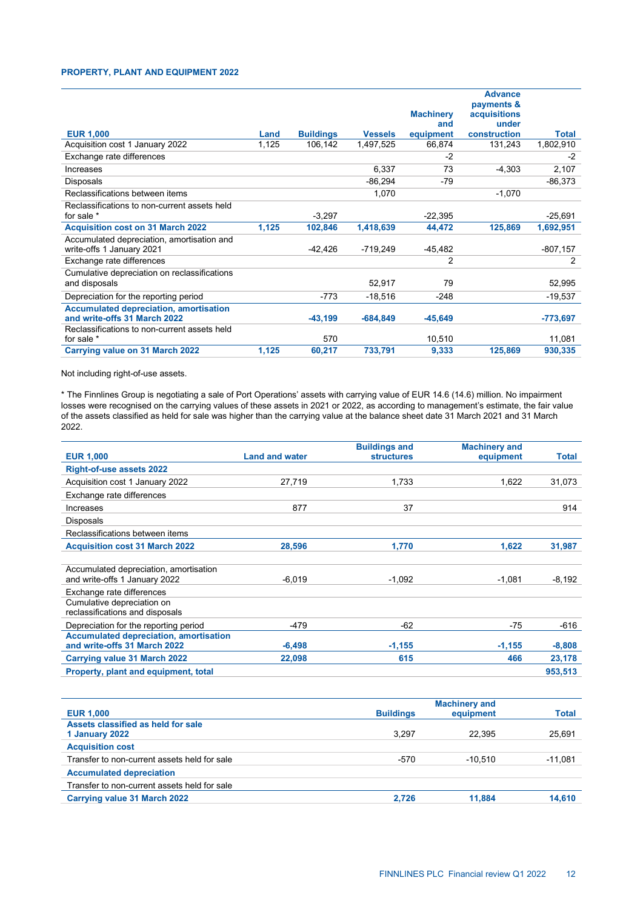### PROPERTY, PLANT AND EQUIPMENT 2022

| EUR 1,000 | Land | Buildings | Vessels | Machinery and equipment | Advance payments & acquisitions under construction | Total |
|---|---|---|---|---|---|---|
| Acquisition cost 1 January 2022 | 1,125 | 106,142 | 1,497,525 | 66,874 | 131,243 | 1,802,910 |
| Exchange rate differences | | | | -2 | | -2 |
| Increases | | | 6,337 | 73 | -4,303 | 2,107 |
| Disposals | | | -86,294 | -79 | | -86,373 |
| Reclassifications between items | | | 1,070 | | -1,070 | |
| Reclassifications to non-current assets held for sale * | | -3,297 | | -22,395 | | -25,691 |
| **Acquisition cost on 31 March 2022** | **1,125** | **102,846** | **1,418,639** | **44,472** | **125,869** | **1,692,951** |
| Accumulated depreciation, amortisation and write-offs 1 January 2021 | | -42,426 | -719,249 | -45,482 | | -807,157 |
| Exchange rate differences | | | | 2 | | 2 |
| Cumulative depreciation on reclassifications and disposals | | | 52,917 | 79 | | 52,995 |
| Depreciation for the reporting period | | -773 | -18,516 | -248 | | -19,537 |
| **Accumulated depreciation, amortisation and write-offs 31 March 2022** | | **-43,199** | **-684,849** | **-45,649** | | **-773,697** |
| Reclassifications to non-current assets held for sale * | | 570 | | 10,510 | | 11,081 |
| **Carrying value on 31 March 2022** | **1,125** | **60,217** | **733,791** | **9,333** | **125,869** | **930,335** |

Not including right-of-use assets.

* The Finnlines Group is negotiating a sale of Port Operations' assets with carrying value of EUR 14.6 (14.6) million. No impairment losses were recognised on the carrying values of these assets in 2021 or 2022, as according to management's estimate, the fair value of the assets classified as held for sale was higher than the carrying value at the balance sheet date 31 March 2021 and 31 March 2022.

| EUR 1,000 | Land and water | Buildings and structures | Machinery and equipment | Total |
|---|---|---|---|---|
| **Right-of-use assets 2022** | | | | |
| Acquisition cost 1 January 2022 | 27,719 | 1,733 | 1,622 | 31,073 |
| Exchange rate differences | | | | |
| Increases | 877 | 37 | | 914 |
| Disposals | | | | |
| Reclassifications between items | | | | |
| **Acquisition cost 31 March 2022** | **28,596** | **1,770** | **1,622** | **31,987** |
| Accumulated depreciation, amortisation and write-offs 1 January 2022 | -6,019 | -1,092 | -1,081 | -8,192 |
| Exchange rate differences | | | | |
| Cumulative depreciation on reclassifications and disposals | | | | |
| Depreciation for the reporting period | -479 | -62 | -75 | -616 |
| **Accumulated depreciation, amortisation and write-offs 31 March 2022** | **-6,498** | **-1,155** | **-1,155** | **-8,808** |
| **Carrying value 31 March 2022** | **22,098** | **615** | **466** | **23,178** |
| **Property, plant and equipment, total** | | | | **953,513** |

| EUR 1,000 | Buildings | Machinery and equipment | Total |
|---|---|---|---|
| **Assets classified as held for sale 1 January 2022** | 3,297 | 22,395 | 25,691 |
| **Acquisition cost** | | | |
| Transfer to non-current assets held for sale | -570 | -10,510 | -11,081 |
| **Accumulated depreciation** | | | |
| Transfer to non-current assets held for sale | | | |
| **Carrying value 31 March 2022** | **2,726** | **11,884** | **14,610** |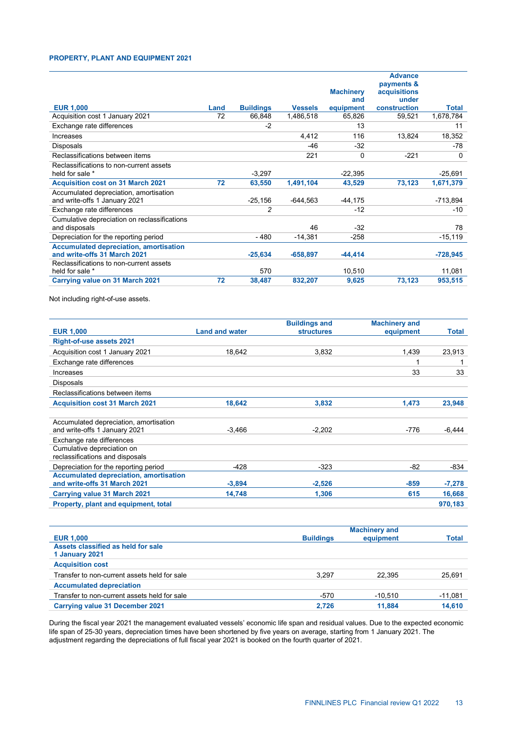**PROPERTY, PLANT AND EQUIPMENT 2021**

| EUR 1,000 | Land | Buildings | Vessels | Machinery and equipment | Advance payments & acquisitions under construction | Total |
|---|---|---|---|---|---|---|
| Acquisition cost 1 January 2021 | 72 | 66,848 | 1,486,518 | 65,826 | 59,521 | 1,678,784 |
| Exchange rate differences | | -2 | | 13 | | 11 |
| Increases | | | 4,412 | 116 | 13,824 | 18,352 |
| Disposals | | | -46 | -32 | | -78 |
| Reclassifications between items | | | 221 | 0 | -221 | 0 |
| Reclassifications to non-current assets held for sale * | | -3,297 | | -22,395 | | -25,691 |
| **Acquisition cost on 31 March 2021** | **72** | **63,550** | **1,491,104** | **43,529** | **73,123** | **1,671,379** |
| Accumulated depreciation, amortisation and write-offs 1 January 2021 | | -25,156 | -644,563 | -44,175 | | -713,894 |
| Exchange rate differences | | 2 | | -12 | | -10 |
| Cumulative depreciation on reclassifications and disposals | | | 46 | -32 | | 78 |
| Depreciation for the reporting period | | - 480 | -14,381 | -258 | | -15,119 |
| **Accumulated depreciation, amortisation and write-offs 31 March 2021** | | **-25,634** | **-658,897** | **-44,414** | | **-728,945** |
| Reclassifications to non-current assets held for sale * | | 570 | | 10,510 | | 11,081 |
| **Carrying value on 31 March 2021** | **72** | **38,487** | **832,207** | **9,625** | **73,123** | **953,515** |

Not including right-of-use assets.

| EUR 1,000 | Land and water | Buildings and structures | Machinery and equipment | Total |
|---|---|---|---|---|
| **Right-of-use assets 2021** | | | | |
| Acquisition cost 1 January 2021 | 18,642 | 3,832 | 1,439 | 23,913 |
| Exchange rate differences | | | 1 | 1 |
| Increases | | | 33 | 33 |
| Disposals | | | | |
| Reclassifications between items | | | | |
| **Acquisition cost 31 March 2021** | **18,642** | **3,832** | **1,473** | **23,948** |
| Accumulated depreciation, amortisation and write-offs 1 January 2021 | -3,466 | -2,202 | -776 | -6,444 |
| Exchange rate differences | | | | |
| Cumulative depreciation on reclassifications and disposals | | | | |
| Depreciation for the reporting period | -428 | -323 | -82 | -834 |
| **Accumulated depreciation, amortisation and write-offs 31 March 2021** | **-3,894** | **-2,526** | **-859** | **-7,278** |
| **Carrying value 31 March 2021** | **14,748** | **1,306** | **615** | **16,668** |
| **Property, plant and equipment, total** | | | | **970,183** |

| EUR 1,000 | Buildings | Machinery and equipment | Total |
|---|---|---|---|
| **Assets classified as held for sale 1 January 2021** | | | |
| **Acquisition cost** | | | |
| Transfer to non-current assets held for sale | 3,297 | 22,395 | 25,691 |
| **Accumulated depreciation** | | | |
| Transfer to non-current assets held for sale | -570 | -10,510 | -11,081 |
| **Carrying value 31 December 2021** | **2,726** | **11,884** | **14,610** |

During the fiscal year 2021 the management evaluated vessels' economic life span and residual values. Due to the expected economic life span of 25-30 years, depreciation times have been shortened by five years on average, starting from 1 January 2021. The adjustment regarding the depreciations of full fiscal year 2021 is booked on the fourth quarter of 2021.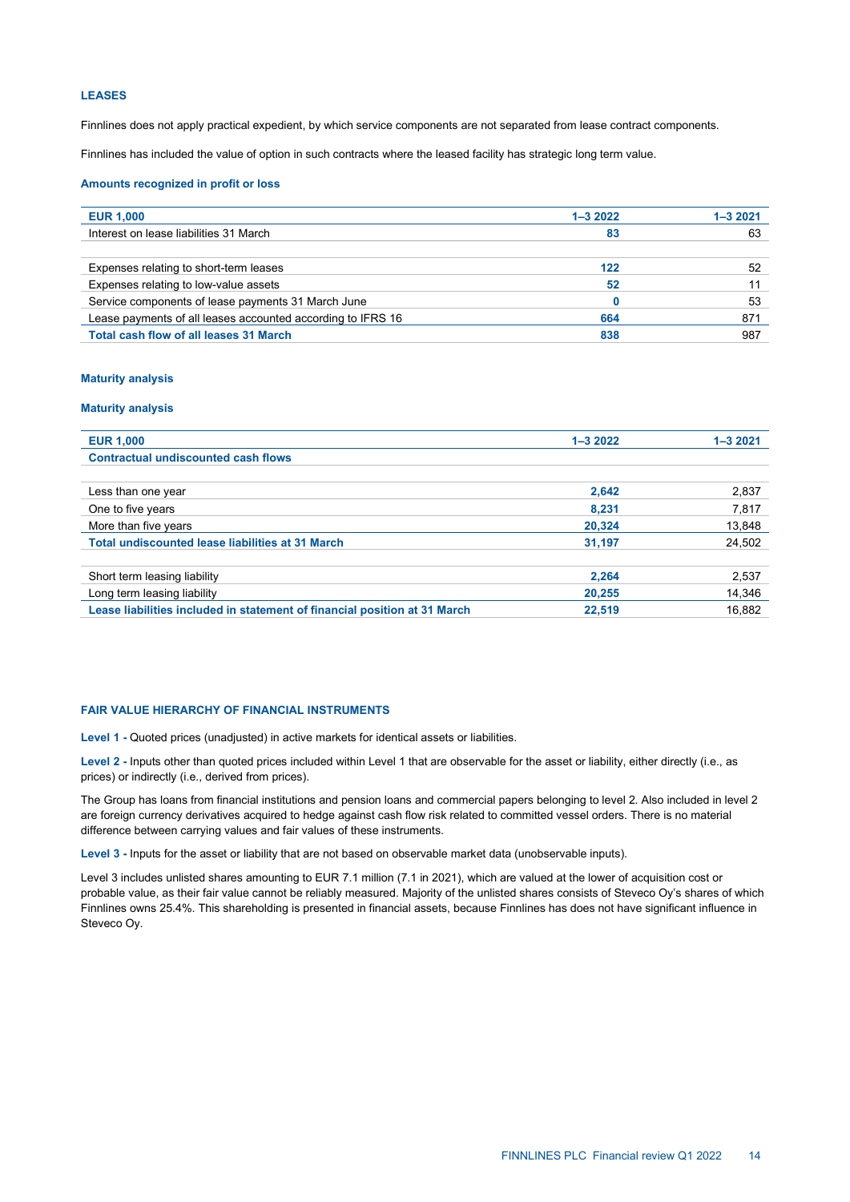## LEASES

Finnlines does not apply practical expedient, by which service components are not separated from lease contract components.

Finnlines has included the value of option in such contracts where the leased facility has strategic long term value.

### Amounts recognized in profit or loss

| EUR 1,000 | 1–3 2022 | 1–3 2021 |
|---|---|---|
| Interest on lease liabilities 31 March | **83** | 63 |
| | | |
| Expenses relating to short-term leases | **122** | 52 |
| Expenses relating to low-value assets | **52** | 11 |
| Service components of lease payments 31 March June | **0** | 53 |
| Lease payments of all leases accounted according to IFRS 16 | **664** | 871 |
| **Total cash flow of all leases 31 March** | **838** | 987 |

### Maturity analysis

### Maturity analysis

| EUR 1,000 | 1–3 2022 | 1–3 2021 |
|---|---|---|
| **Contractual undiscounted cash flows** | | |
| | | |
| Less than one year | **2,642** | 2,837 |
| One to five years | **8,231** | 7,817 |
| More than five years | **20,324** | 13,848 |
| **Total undiscounted lease liabilities at 31 March** | **31,197** | 24,502 |
| | | |
| Short term leasing liability | **2,264** | 2,537 |
| Long term leasing liability | **20,255** | 14,346 |
| **Lease liabilities included in statement of financial position at 31 March** | **22,519** | 16,882 |

## FAIR VALUE HIERARCHY OF FINANCIAL INSTRUMENTS

**Level 1 -** Quoted prices (unadjusted) in active markets for identical assets or liabilities.

**Level 2 -** Inputs other than quoted prices included within Level 1 that are observable for the asset or liability, either directly (i.e., as prices) or indirectly (i.e., derived from prices).

The Group has loans from financial institutions and pension loans and commercial papers belonging to level 2. Also included in level 2 are foreign currency derivatives acquired to hedge against cash flow risk related to committed vessel orders. There is no material difference between carrying values and fair values of these instruments.

**Level 3 -** Inputs for the asset or liability that are not based on observable market data (unobservable inputs).

Level 3 includes unlisted shares amounting to EUR 7.1 million (7.1 in 2021), which are valued at the lower of acquisition cost or probable value, as their fair value cannot be reliably measured. Majority of the unlisted shares consists of Steveco Oy's shares of which Finnlines owns 25.4%. This shareholding is presented in financial assets, because Finnlines has does not have significant influence in Steveco Oy.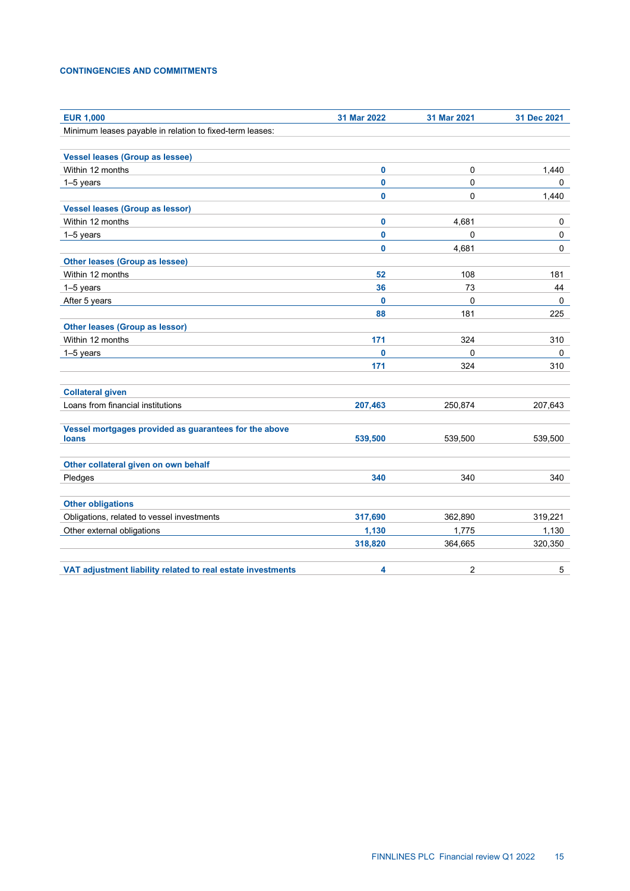## CONTINGENCIES AND COMMITMENTS

| EUR 1,000 | 31 Mar 2022 | 31 Mar 2021 | 31 Dec 2021 |
|---|---|---|---|
| Minimum leases payable in relation to fixed-term leases: | | | |
| | | | |
| **Vessel leases (Group as lessee)** | | | |
| Within 12 months | **0** | 0 | 1,440 |
| 1–5 years | **0** | 0 | 0 |
| | **0** | 0 | 1,440 |
| **Vessel leases (Group as lessor)** | | | |
| Within 12 months | **0** | 4,681 | 0 |
| 1–5 years | **0** | 0 | 0 |
| | **0** | 4,681 | 0 |
| **Other leases (Group as lessee)** | | | |
| Within 12 months | **52** | 108 | 181 |
| 1–5 years | **36** | 73 | 44 |
| After 5 years | **0** | 0 | 0 |
| | **88** | 181 | 225 |
| **Other leases (Group as lessor)** | | | |
| Within 12 months | **171** | 324 | 310 |
| 1–5 years | **0** | 0 | 0 |
| | **171** | 324 | 310 |
| | | | |
| **Collateral given** | | | |
| Loans from financial institutions | **207,463** | 250,874 | 207,643 |
| | | | |
| **Vessel mortgages provided as guarantees for the above loans** | **539,500** | 539,500 | 539,500 |
| | | | |
| **Other collateral given on own behalf** | | | |
| Pledges | **340** | 340 | 340 |
| | | | |
| **Other obligations** | | | |
| Obligations, related to vessel investments | **317,690** | 362,890 | 319,221 |
| Other external obligations | **1,130** | 1,775 | 1,130 |
| | **318,820** | 364,665 | 320,350 |
| | | | |
| **VAT adjustment liability related to real estate investments** | **4** | 2 | 5 |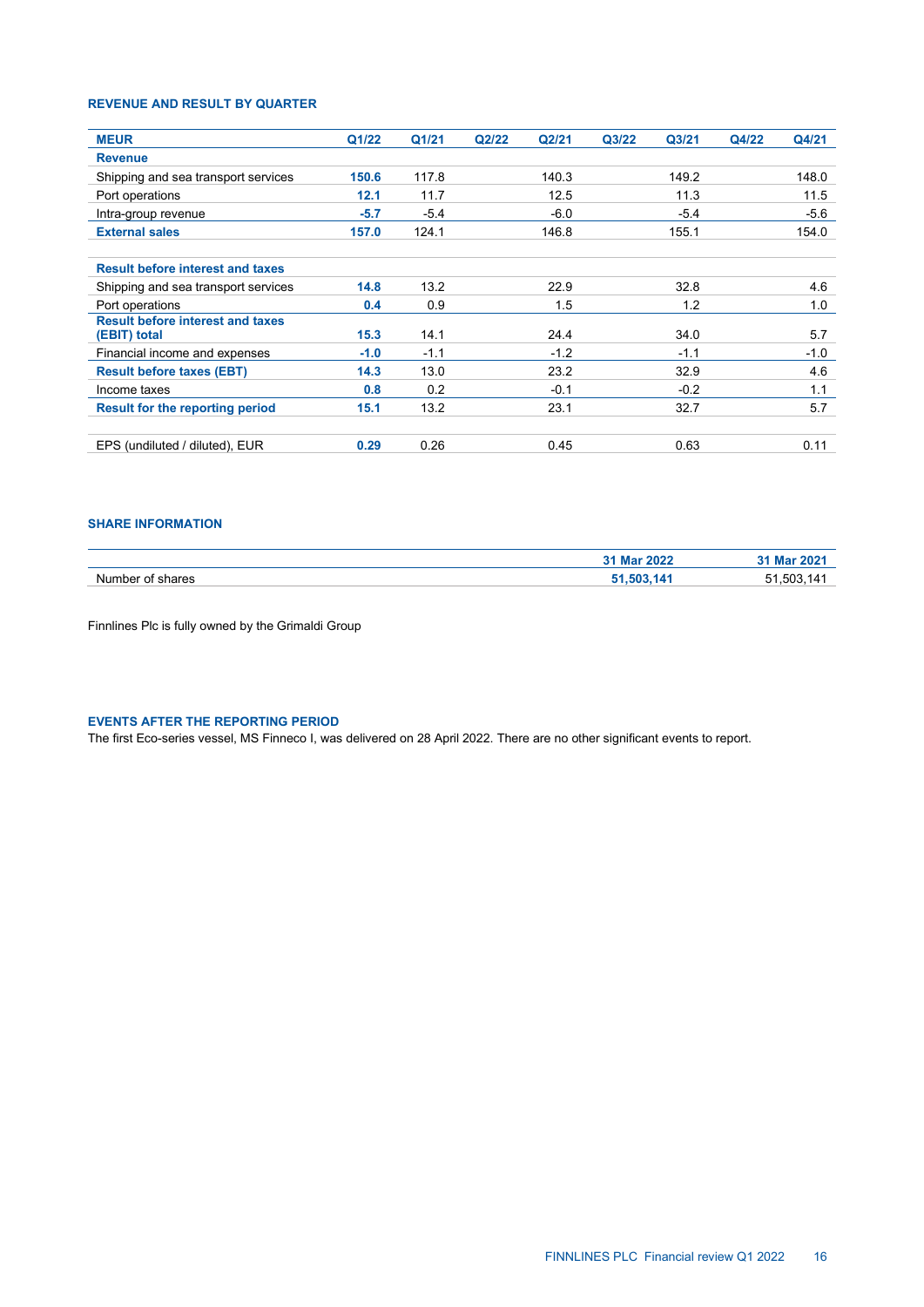### REVENUE AND RESULT BY QUARTER

| MEUR | Q1/22 | Q1/21 | Q2/22 | Q2/21 | Q3/22 | Q3/21 | Q4/22 | Q4/21 |
|---|---|---|---|---|---|---|---|---|
| **Revenue** | | | | | | | | |
| Shipping and sea transport services | **150.6** | 117.8 | | 140.3 | | 149.2 | | 148.0 |
| Port operations | **12.1** | 11.7 | | 12.5 | | 11.3 | | 11.5 |
| Intra-group revenue | **-5.7** | -5.4 | | -6.0 | | -5.4 | | -5.6 |
| **External sales** | **157.0** | 124.1 | | 146.8 | | 155.1 | | 154.0 |
| | | | | | | | | |
| **Result before interest and taxes** | | | | | | | | |
| Shipping and sea transport services | **14.8** | 13.2 | | 22.9 | | 32.8 | | 4.6 |
| Port operations | **0.4** | 0.9 | | 1.5 | | 1.2 | | 1.0 |
| **Result before interest and taxes (EBIT) total** | **15.3** | 14.1 | | 24.4 | | 34.0 | | 5.7 |
| Financial income and expenses | **-1.0** | -1.1 | | -1.2 | | -1.1 | | -1.0 |
| **Result before taxes (EBT)** | **14.3** | 13.0 | | 23.2 | | 32.9 | | 4.6 |
| Income taxes | **0.8** | 0.2 | | -0.1 | | -0.2 | | 1.1 |
| **Result for the reporting period** | **15.1** | 13.2 | | 23.1 | | 32.7 | | 5.7 |
| | | | | | | | | |
| EPS (undiluted / diluted), EUR | **0.29** | 0.26 | | 0.45 | | 0.63 | | 0.11 |

### SHARE INFORMATION

| | 31 Mar 2022 | 31 Mar 2021 |
|---|---|---|
| Number of shares | **51,503,141** | 51,503,141 |

Finnlines Plc is fully owned by the Grimaldi Group

### EVENTS AFTER THE REPORTING PERIOD

The first Eco-series vessel, MS Finneco I, was delivered on 28 April 2022. There are no other significant events to report.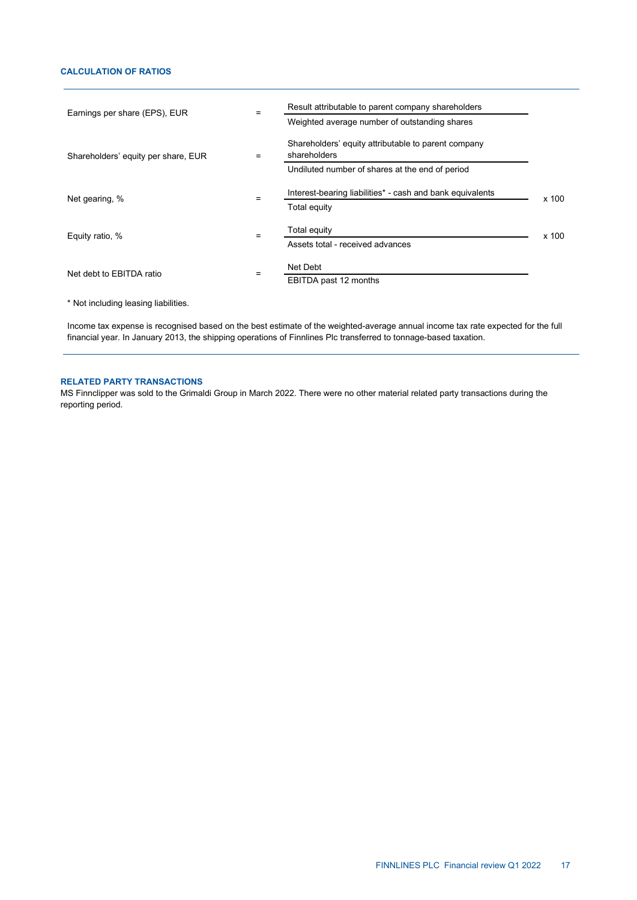## CALCULATION OF RATIOS

| | | | |
|---|---|---|---|
| Earnings per share (EPS), EUR | = | $\dfrac{\text{Result attributable to parent company shareholders}}{\text{Weighted average number of outstanding shares}}$ | |
| Shareholders' equity per share, EUR | = | $\dfrac{\text{Shareholders' equity attributable to parent company shareholders}}{\text{Undiluted number of shares at the end of period}}$ | |
| Net gearing, % | = | $\dfrac{\text{Interest-bearing liabilities* - cash and bank equivalents}}{\text{Total equity}}$ | x 100 |
| Equity ratio, % | = | $\dfrac{\text{Total equity}}{\text{Assets total - received advances}}$ | x 100 |
| Net debt to EBITDA ratio | = | $\dfrac{\text{Net Debt}}{\text{EBITDA past 12 months}}$ | |

* Not including leasing liabilities.

Income tax expense is recognised based on the best estimate of the weighted-average annual income tax rate expected for the full financial year. In January 2013, the shipping operations of Finnlines Plc transferred to tonnage-based taxation.

## RELATED PARTY TRANSACTIONS

MS Finnclipper was sold to the Grimaldi Group in March 2022. There were no other material related party transactions during the reporting period.